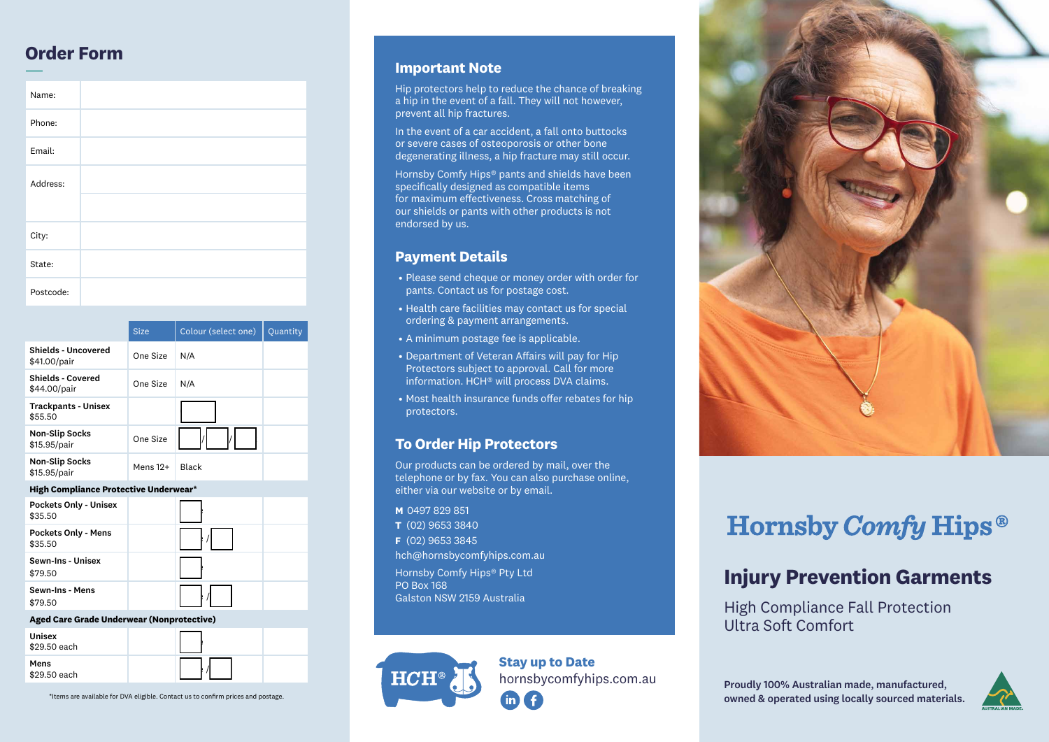## Order Form

| | |
|---|---|
| Name: | |
| Phone: | |
| Email: | |
| Address: | |
| | |
| City: | |
| State: | |
| Postcode: | |

| | Size | Colour (select one) | Quantity |
|---|---|---|---|
| **Shields - Uncovered** $41.00/pair | One Size | N/A | |
| **Shields - Covered** $44.00/pair | One Size | N/A | |
| **Trackpants - Unisex** $55.50 | | | |
| **Non-Slip Socks** $15.95/pair | One Size | / / | |
| **Non-Slip Socks** $15.95/pair | Mens 12+ | Black | |
| **High Compliance Protective Underwear*** | | | |
| **Pockets Only - Unisex** $35.50 | | | |
| **Pockets Only - Mens** $35.50 | | / | |
| **Sewn-Ins - Unisex** $79.50 | | | |
| **Sewn-Ins - Mens** $79.50 | | / | |
| **Aged Care Grade Underwear (Nonprotective)** | | | |
| **Unisex** $29.50 each | | | |
| **Mens** $29.50 each | | / | |

*Items are available for DVA eligible. Contact us to confirm prices and postage.

### Important Note

Hip protectors help to reduce the chance of breaking a hip in the event of a fall. They will not however, prevent all hip fractures.

In the event of a car accident, a fall onto buttocks or severe cases of osteoporosis or other bone degenerating illness, a hip fracture may still occur.

Hornsby Comfy Hips® pants and shields have been specifically designed as compatible items for maximum effectiveness. Cross matching of our shields or pants with other products is not endorsed by us.

### Payment Details

- Please send cheque or money order with order for pants. Contact us for postage cost.
- Health care facilities may contact us for special ordering & payment arrangements.
- A minimum postage fee is applicable.
- Department of Veteran Affairs will pay for Hip Protectors subject to approval. Call for more information. HCH® will process DVA claims.
- Most health insurance funds offer rebates for hip protectors.

### To Order Hip Protectors

Our products can be ordered by mail, over the telephone or by fax. You can also purchase online, either via our website or by email.

**M** 0497 829 851
**T** (02) 9653 3840
**F** (02) 9653 3845
hch@hornsbycomfyhips.com.au

Hornsby Comfy Hips® Pty Ltd
PO Box 168
Galston NSW 2159 Australia

HCH®

**Stay up to Date**
hornsbycomfyhips.com.au

# Hornsby *Comfy* Hips®

## Injury Prevention Garments

High Compliance Fall Protection
Ultra Soft Comfort

**Proudly 100% Australian made, manufactured, owned & operated using locally sourced materials.**

AUSTRALIAN MADE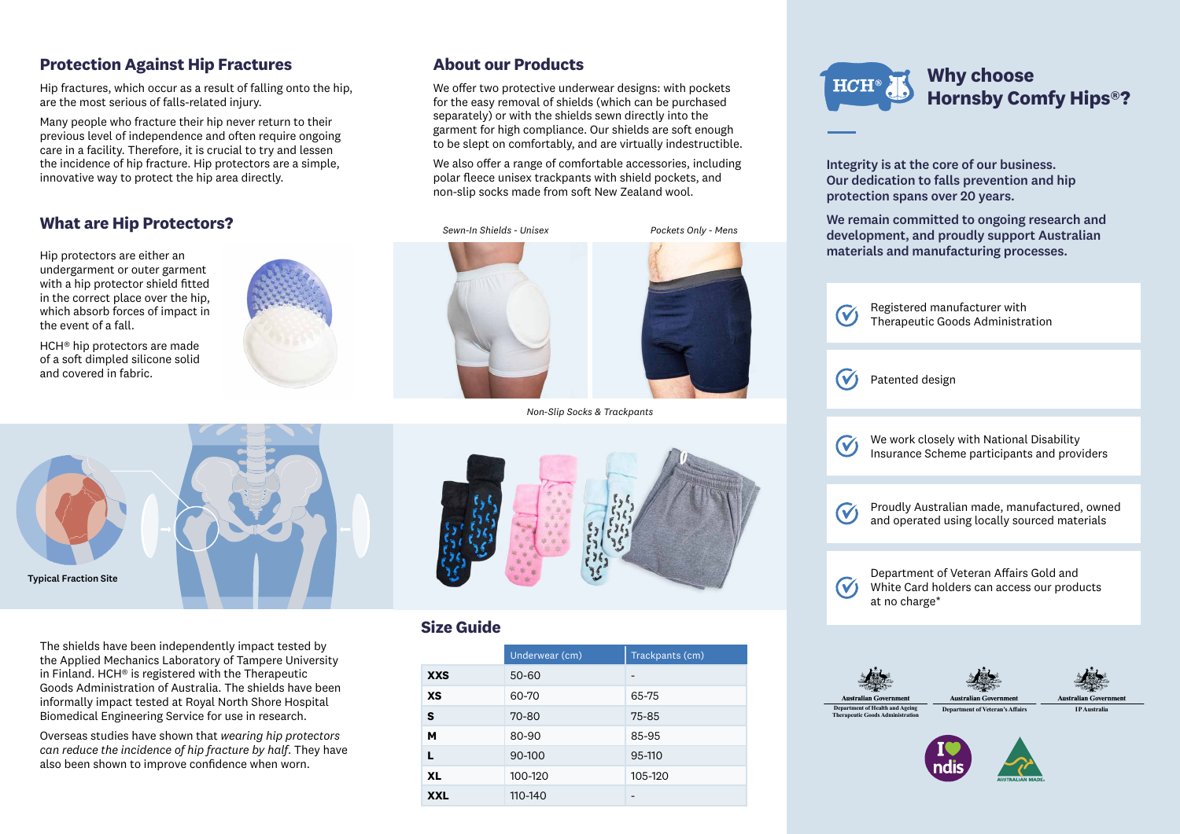## Protection Against Hip Fractures

Hip fractures, which occur as a result of falling onto the hip, are the most serious of falls-related injury.

Many people who fracture their hip never return to their previous level of independence and often require ongoing care in a facility. Therefore, it is crucial to try and lessen the incidence of hip fracture. Hip protectors are a simple, innovative way to protect the hip area directly.

## What are Hip Protectors?

Hip protectors are either an undergarment or outer garment with a hip protector shield fitted in the correct place over the hip, which absorb forces of impact in the event of a fall.

HCH® hip protectors are made of a soft dimpled silicone solid and covered in fabric.

Typical Fraction Site

The shields have been independently impact tested by the Applied Mechanics Laboratory of Tampere University in Finland. HCH® is registered with the Therapeutic Goods Administration of Australia. The shields have been informally impact tested at Royal North Shore Hospital Biomedical Engineering Service for use in research.

Overseas studies have shown that *wearing hip protectors can reduce the incidence of hip fracture by half*. They have also been shown to improve confidence when worn.

## About our Products

We offer two protective underwear designs: with pockets for the easy removal of shields (which can be purchased separately) or with the shields sewn directly into the garment for high compliance. Our shields are soft enough to be slept on comfortably, and are virtually indestructible.

We also offer a range of comfortable accessories, including polar fleece unisex trackpants with shield pockets, and non-slip socks made from soft New Zealand wool.

*Sewn-In Shields - Unisex*

*Pockets Only - Mens*

*Non-Slip Socks & Trackpants*

## Size Guide

| | Underwear (cm) | Trackpants (cm) |
|---|---|---|
| **XXS** | 50-60 | - |
| **XS** | 60-70 | 65-75 |
| **S** | 70-80 | 75-85 |
| **M** | 80-90 | 85-95 |
| **L** | 90-100 | 95-110 |
| **XL** | 100-120 | 105-120 |
| **XXL** | 110-140 | - |

## Why choose Hornsby Comfy Hips®?

**Integrity is at the core of our business. Our dedication to falls prevention and hip protection spans over 20 years.**

**We remain committed to ongoing research and development, and proudly support Australian materials and manufacturing processes.**

- Registered manufacturer with Therapeutic Goods Administration
- Patented design
- We work closely with National Disability Insurance Scheme participants and providers
- Proudly Australian made, manufactured, owned and operated using locally sourced materials
- Department of Veteran Affairs Gold and White Card holders can access our products at no charge*

Australian Government – Department of Health and Ageing, Therapeutic Goods Administration

Australian Government – Department of Veteran's Affairs

Australian Government – IP Australia

I ♥ ndis

Australian Made